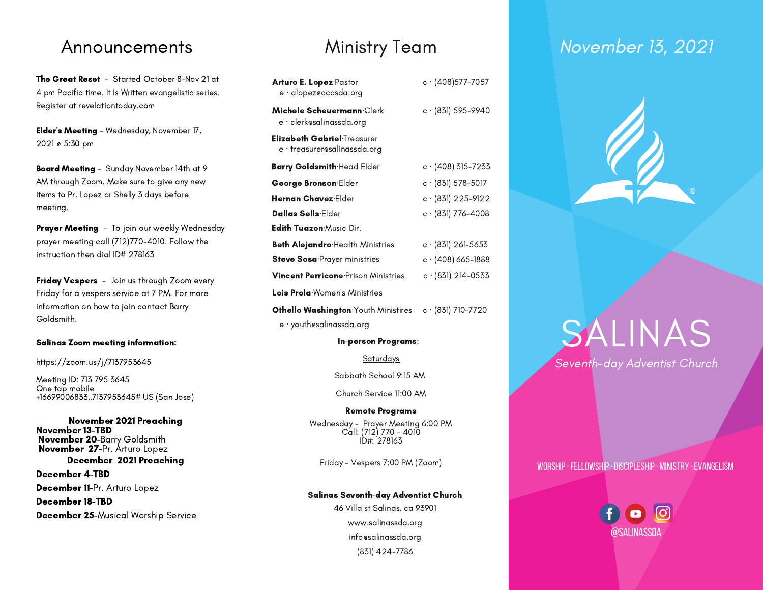# Announcements

**The Great Reset** - Started October 8-Nov 21 at 4 pm Pacific time. It Is Written evangelistic series. Register at revelationtoday.com

**Elder's Meeting** - Wednesday, November 17, 2021 @ 5:30 pm

**Board Meeting** - Sunday November 14th at 9 AM through Zoom. Make sure to give any new items to Pr. Lopez or Shelly 3 days before meeting.

**Prayer Meeting** - To join our weekly Wednesday prayer meeting call (712)770-4010. Follow the instruction then dial ID# 278163

**Friday Vespers** - Join us through Zoom every Friday for a vespers service at 7 PM. For more information on how to join contact Barry Goldsmith.

**Salinas Zoom meeting information:**

https://zoom.us/j/7137953645

Meeting ID: 713 795 3645
One tap mobile
+16699006833,,7137953645# US (San Jose)

**November 2021 Preaching**

**November 13-TBD**
**November 20**-Barry Goldsmith
**November 27**-Pr. Arturo Lopez

**December 2021 Preaching**

**December 4-TBD**
**December 11**-Pr. Arturo Lopez
**December 18-TBD**
**December 25**-Musical Worship Service

# Ministry Team

**Arturo E. Lopez**·Pastor c · (408)577-7057
e · alopez@cccsda.org

**Michele Scheuermann**·Clerk c · (831) 595-9940
e · clerk@salinassda.org

**Elizabeth Gabriel**·Treasurer
e · treasurer@salinassda.org

**Barry Goldsmith**·Head Elder c · (408) 315-7233

**George Bronson**·Elder c · (831) 578-5017

**Hernan Chavez**·Elder c · (831) 225-9122

**Dallas Sells**·Elder c · (831) 776-4008

**Edith Tuazon**·Music Dir.

**Beth Alejandro**·Health Ministries c · (831) 261-5653

**Steve Sosa**·Prayer ministries c · (408) 665-1888

**Vincent Perricone**·Prison Ministries c · (831) 214-0533

**Lois Prola**·Women's Ministries

**Othello Washington**·Youth Ministires c · (831) 710-7720
e · youth@salinassda.org

**In-person Programs:**

Saturdays

Sabbath School 9:15 AM

Church Service 11:00 AM

**Remote Programs**

Wednesday - Prayer Meeting 6:00 PM
Call: (712) 770 - 4010
ID#: 278163

Friday - Vespers 7:00 PM (Zoom)

**Salinas Seventh-day Adventist Church**
46 Villa st Salinas, ca 93901
www.salinassda.org
info@salinassda.org
(831) 424-7786

*November 13, 2021*

# SALINAS

*Seventh-day Adventist Church*

WORSHIP · FELLOWSHIP · DISCIPLESHIP · MINISTRY · EVANGELISM

@SALINASSDA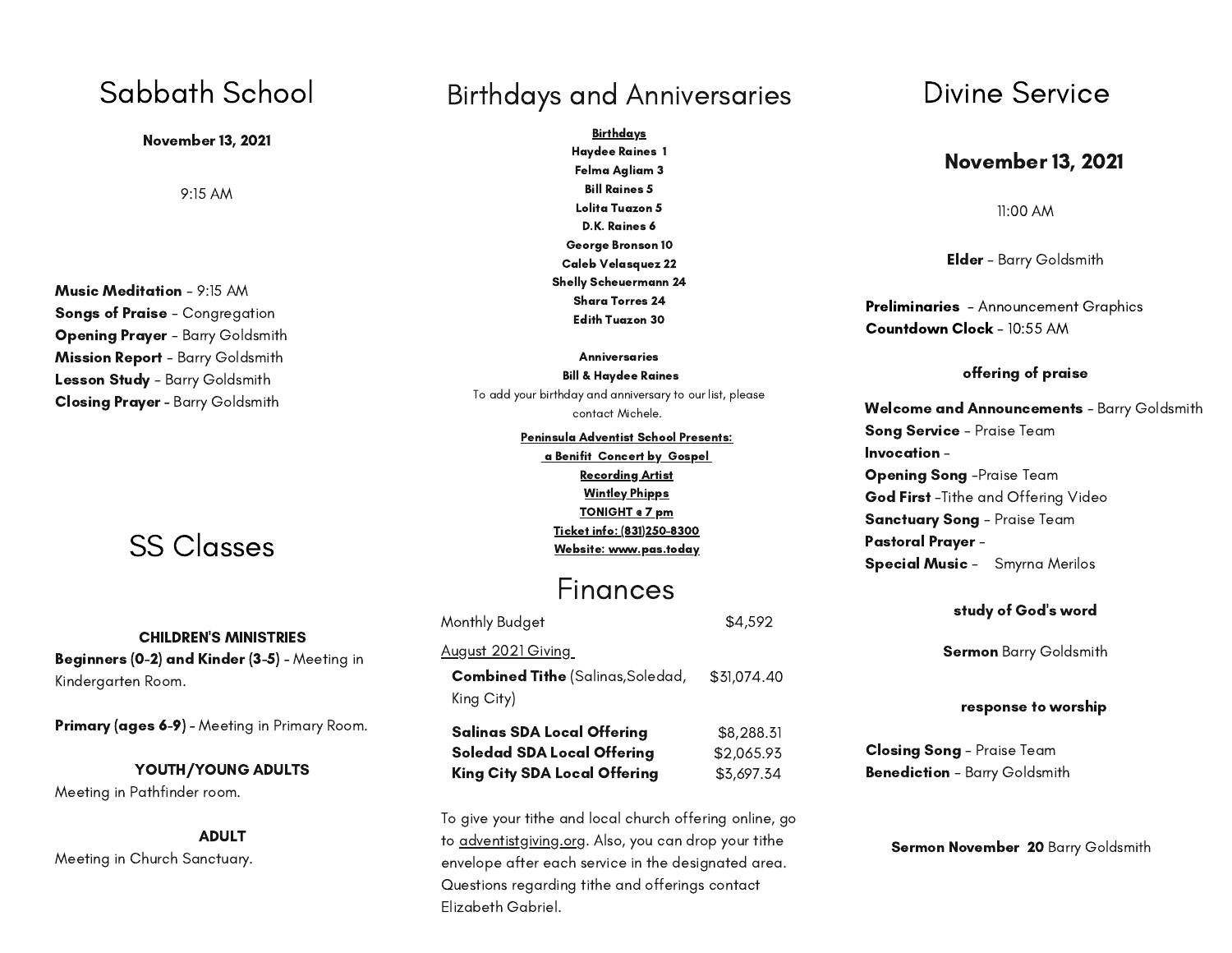# Sabbath School

**November 13, 2021**

9:15 AM

**Music Meditation** – 9:15 AM
**Songs of Praise** – Congregation
**Opening Prayer** – Barry Goldsmith
**Mission Report** – Barry Goldsmith
**Lesson Study** – Barry Goldsmith
**Closing Prayer** - Barry Goldsmith

# SS Classes

**CHILDREN'S MINISTRIES**

**Beginners (0-2) and Kinder (3-5)** - Meeting in Kindergarten Room.

**Primary (ages 6-9)** - Meeting in Primary Room.

**YOUTH/YOUNG ADULTS**

Meeting in Pathfinder room.

**ADULT**

Meeting in Church Sanctuary.

# Birthdays and Anniversaries

**Birthdays**

**Haydee Raines 1**
**Felma Agliam 3**
**Bill Raines 5**
**Lolita Tuazon 5**
**D.K. Raines 6**
**George Bronson 10**
**Caleb Velasquez 22**
**Shelly Scheuermann 24**
**Shara Torres 24**
**Edith Tuazon 30**

**Anniversaries**

**Bill & Haydee Raines**

To add your birthday and anniversary to our list, please contact Michele.

**Peninsula Adventist School Presents:**
**a Benifit Concert by Gospel Recording Artist**
**Wintley Phipps**
**TONIGHT @ 7 pm**
**Ticket info: (831)250-8300**
**Website: www.pas.today**

# Finances

| | |
|---|---|
| Monthly Budget | $4,592 |
| August 2021 Giving | |
| **Combined Tithe** (Salinas,Soledad, King City) | $31,074.40 |
| **Salinas SDA Local Offering** | $8,288.31 |
| **Soledad SDA Local Offering** | $2,065.93 |
| **King City SDA Local Offering** | $3,697.34 |

To give your tithe and local church offering online, go to adventistgiving.org. Also, you can drop your tithe envelope after each service in the designated area. Questions regarding tithe and offerings contact Elizabeth Gabriel.

# Divine Service

**November 13, 2021**

11:00 AM

**Elder** – Barry Goldsmith

**Preliminaries** – Announcement Graphics
**Countdown Clock** – 10:55 AM

**offering of praise**

**Welcome and Announcements** – Barry Goldsmith
**Song Service** – Praise Team
**Invocation** –
**Opening Song** –Praise Team
**God First** –Tithe and Offering Video
**Sanctuary Song** – Praise Team
**Pastoral Prayer** –
**Special Music** – Smyrna Merilos

**study of God's word**

**Sermon** Barry Goldsmith

**response to worship**

**Closing Song** – Praise Team
**Benediction** – Barry Goldsmith

**Sermon November 20** Barry Goldsmith